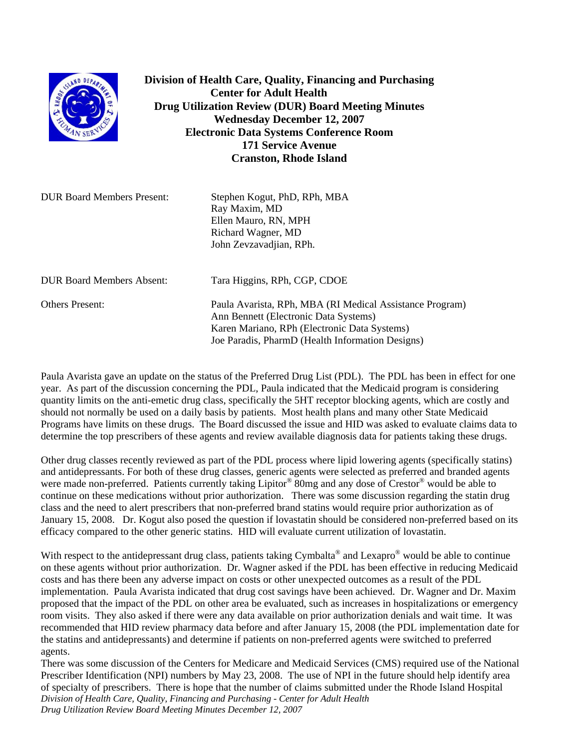**Division of Health Care, Quality, Financing and Purchasing**
**Center for Adult Health**
**Drug Utilization Review (DUR) Board Meeting Minutes**
**Wednesday December 12, 2007**
**Electronic Data Systems Conference Room**
**171 Service Avenue**
**Cranston, Rhode Island**

| | |
|---|---|
| DUR Board Members Present: | Stephen Kogut, PhD, RPh, MBA<br>Ray Maxim, MD<br>Ellen Mauro, RN, MPH<br>Richard Wagner, MD<br>John Zevzavadjian, RPh. |
| DUR Board Members Absent: | Tara Higgins, RPh, CGP, CDOE |
| Others Present: | Paula Avarista, RPh, MBA (RI Medical Assistance Program)<br>Ann Bennett (Electronic Data Systems)<br>Karen Mariano, RPh (Electronic Data Systems)<br>Joe Paradis, PharmD (Health Information Designs) |

Paula Avarista gave an update on the status of the Preferred Drug List (PDL). The PDL has been in effect for one year. As part of the discussion concerning the PDL, Paula indicated that the Medicaid program is considering quantity limits on the anti-emetic drug class, specifically the 5HT receptor blocking agents, which are costly and should not normally be used on a daily basis by patients. Most health plans and many other State Medicaid Programs have limits on these drugs. The Board discussed the issue and HID was asked to evaluate claims data to determine the top prescribers of these agents and review available diagnosis data for patients taking these drugs.

Other drug classes recently reviewed as part of the PDL process where lipid lowering agents (specifically statins) and antidepressants. For both of these drug classes, generic agents were selected as preferred and branded agents were made non-preferred. Patients currently taking Lipitor® 80mg and any dose of Crestor® would be able to continue on these medications without prior authorization. There was some discussion regarding the statin drug class and the need to alert prescribers that non-preferred brand statins would require prior authorization as of January 15, 2008. Dr. Kogut also posed the question if lovastatin should be considered non-preferred based on its efficacy compared to the other generic statins. HID will evaluate current utilization of lovastatin.

With respect to the antidepressant drug class, patients taking Cymbalta® and Lexapro® would be able to continue on these agents without prior authorization. Dr. Wagner asked if the PDL has been effective in reducing Medicaid costs and has there been any adverse impact on costs or other unexpected outcomes as a result of the PDL implementation. Paula Avarista indicated that drug cost savings have been achieved. Dr. Wagner and Dr. Maxim proposed that the impact of the PDL on other area be evaluated, such as increases in hospitalizations or emergency room visits. They also asked if there were any data available on prior authorization denials and wait time. It was recommended that HID review pharmacy data before and after January 15, 2008 (the PDL implementation date for the statins and antidepressants) and determine if patients on non-preferred agents were switched to preferred agents.

There was some discussion of the Centers for Medicare and Medicaid Services (CMS) required use of the National Prescriber Identification (NPI) numbers by May 23, 2008. The use of NPI in the future should help identify area of specialty of prescribers. There is hope that the number of claims submitted under the Rhode Island Hospital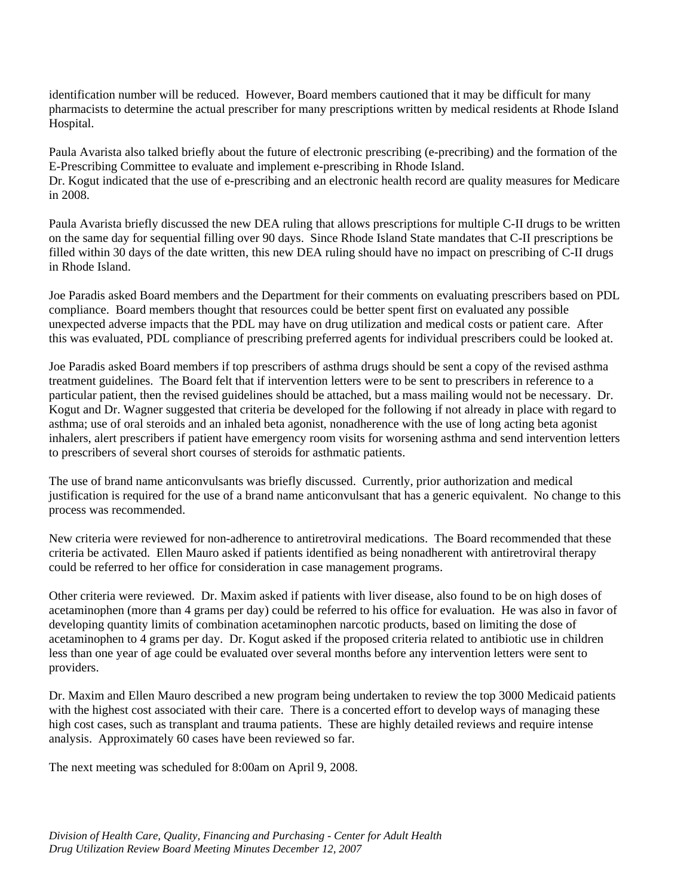identification number will be reduced. However, Board members cautioned that it may be difficult for many pharmacists to determine the actual prescriber for many prescriptions written by medical residents at Rhode Island Hospital.

Paula Avarista also talked briefly about the future of electronic prescribing (e-precribing) and the formation of the E-Prescribing Committee to evaluate and implement e-prescribing in Rhode Island.
Dr. Kogut indicated that the use of e-prescribing and an electronic health record are quality measures for Medicare in 2008.

Paula Avarista briefly discussed the new DEA ruling that allows prescriptions for multiple C-II drugs to be written on the same day for sequential filling over 90 days. Since Rhode Island State mandates that C-II prescriptions be filled within 30 days of the date written, this new DEA ruling should have no impact on prescribing of C-II drugs in Rhode Island.

Joe Paradis asked Board members and the Department for their comments on evaluating prescribers based on PDL compliance. Board members thought that resources could be better spent first on evaluated any possible unexpected adverse impacts that the PDL may have on drug utilization and medical costs or patient care. After this was evaluated, PDL compliance of prescribing preferred agents for individual prescribers could be looked at.

Joe Paradis asked Board members if top prescribers of asthma drugs should be sent a copy of the revised asthma treatment guidelines. The Board felt that if intervention letters were to be sent to prescribers in reference to a particular patient, then the revised guidelines should be attached, but a mass mailing would not be necessary. Dr. Kogut and Dr. Wagner suggested that criteria be developed for the following if not already in place with regard to asthma; use of oral steroids and an inhaled beta agonist, nonadherence with the use of long acting beta agonist inhalers, alert prescribers if patient have emergency room visits for worsening asthma and send intervention letters to prescribers of several short courses of steroids for asthmatic patients.

The use of brand name anticonvulsants was briefly discussed. Currently, prior authorization and medical justification is required for the use of a brand name anticonvulsant that has a generic equivalent. No change to this process was recommended.

New criteria were reviewed for non-adherence to antiretroviral medications. The Board recommended that these criteria be activated. Ellen Mauro asked if patients identified as being nonadherent with antiretroviral therapy could be referred to her office for consideration in case management programs.

Other criteria were reviewed. Dr. Maxim asked if patients with liver disease, also found to be on high doses of acetaminophen (more than 4 grams per day) could be referred to his office for evaluation. He was also in favor of developing quantity limits of combination acetaminophen narcotic products, based on limiting the dose of acetaminophen to 4 grams per day. Dr. Kogut asked if the proposed criteria related to antibiotic use in children less than one year of age could be evaluated over several months before any intervention letters were sent to providers.

Dr. Maxim and Ellen Mauro described a new program being undertaken to review the top 3000 Medicaid patients with the highest cost associated with their care. There is a concerted effort to develop ways of managing these high cost cases, such as transplant and trauma patients. These are highly detailed reviews and require intense analysis. Approximately 60 cases have been reviewed so far.

The next meeting was scheduled for 8:00am on April 9, 2008.